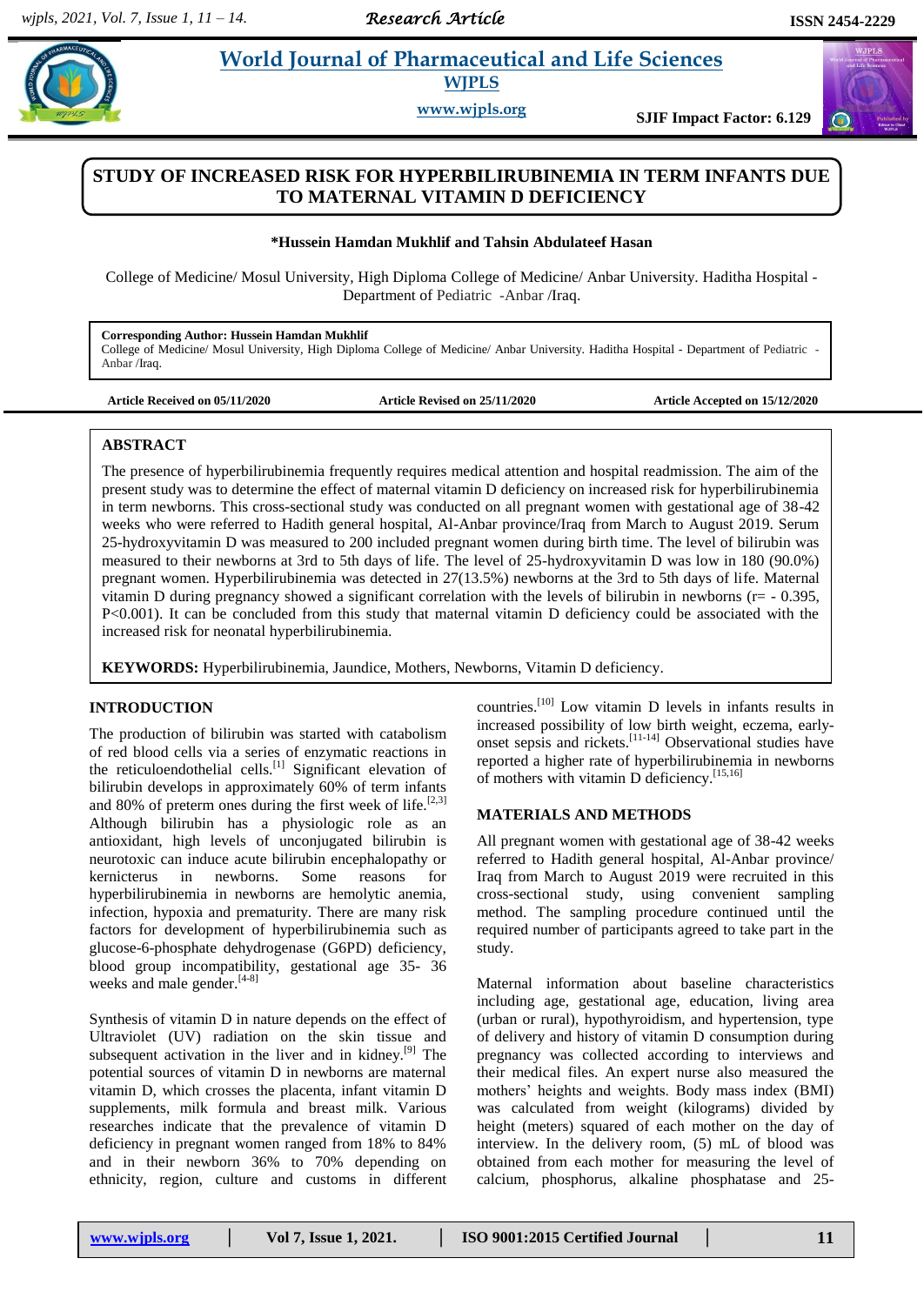# STUDY OF INCREASED RISK FOR HYPERBILIRUBINEMIA IN TERM INFANTS DUE TO MATERNAL VITAMIN D DEFICIENCY

**\*Hussein Hamdan Mukhlif and Tahsin Abdulateef Hasan**

College of Medicine/ Mosul University, High Diploma College of Medicine/ Anbar University. Haditha Hospital - Department of Pediatric -Anbar /Iraq.

**Corresponding Author: Hussein Hamdan Mukhlif**
College of Medicine/ Mosul University, High Diploma College of Medicine/ Anbar University. Haditha Hospital - Department of Pediatric - Anbar /Iraq.

**Article Received on 05/11/2020** **Article Revised on 25/11/2020** **Article Accepted on 15/12/2020**

## ABSTRACT

The presence of hyperbilirubinemia frequently requires medical attention and hospital readmission. The aim of the present study was to determine the effect of maternal vitamin D deficiency on increased risk for hyperbilirubinemia in term newborns. This cross-sectional study was conducted on all pregnant women with gestational age of 38-42 weeks who were referred to Hadith general hospital, Al-Anbar province/Iraq from March to August 2019. Serum 25-hydroxyvitamin D was measured to 200 included pregnant women during birth time. The level of bilirubin was measured to their newborns at 3rd to 5th days of life. The level of 25-hydroxyvitamin D was low in 180 (90.0%) pregnant women. Hyperbilirubinemia was detected in 27(13.5%) newborns at the 3rd to 5th days of life. Maternal vitamin D during pregnancy showed a significant correlation with the levels of bilirubin in newborns ($r = -0.395$, $P<0.001$). It can be concluded from this study that maternal vitamin D deficiency could be associated with the increased risk for neonatal hyperbilirubinemia.

**KEYWORDS:** Hyperbilirubinemia, Jaundice, Mothers, Newborns, Vitamin D deficiency.

## INTRODUCTION

The production of bilirubin was started with catabolism of red blood cells via a series of enzymatic reactions in the reticuloendothelial cells.[1] Significant elevation of bilirubin develops in approximately 60% of term infants and 80% of preterm ones during the first week of life.[2,3] Although bilirubin has a physiologic role as an antioxidant, high levels of unconjugated bilirubin is neurotoxic can induce acute bilirubin encephalopathy or kernicterus in newborns. Some reasons for hyperbilirubinemia in newborns are hemolytic anemia, infection, hypoxia and prematurity. There are many risk factors for development of hyperbilirubinemia such as glucose-6-phosphate dehydrogenase (G6PD) deficiency, blood group incompatibility, gestational age 35- 36 weeks and male gender.[4-8]

Synthesis of vitamin D in nature depends on the effect of Ultraviolet (UV) radiation on the skin tissue and subsequent activation in the liver and in kidney.[9] The potential sources of vitamin D in newborns are maternal vitamin D, which crosses the placenta, infant vitamin D supplements, milk formula and breast milk. Various researches indicate that the prevalence of vitamin D deficiency in pregnant women ranged from 18% to 84% and in their newborn 36% to 70% depending on ethnicity, region, culture and customs in different countries.[10] Low vitamin D levels in infants results in increased possibility of low birth weight, eczema, early-onset sepsis and rickets.[11-14] Observational studies have reported a higher rate of hyperbilirubinemia in newborns of mothers with vitamin D deficiency.[15,16]

## MATERIALS AND METHODS

All pregnant women with gestational age of 38-42 weeks referred to Hadith general hospital, Al-Anbar province/ Iraq from March to August 2019 were recruited in this cross-sectional study, using convenient sampling method. The sampling procedure continued until the required number of participants agreed to take part in the study.

Maternal information about baseline characteristics including age, gestational age, education, living area (urban or rural), hypothyroidism, and hypertension, type of delivery and history of vitamin D consumption during pregnancy was collected according to interviews and their medical files. An expert nurse also measured the mothers' heights and weights. Body mass index (BMI) was calculated from weight (kilograms) divided by height (meters) squared of each mother on the day of interview. In the delivery room, (5) mL of blood was obtained from each mother for measuring the level of calcium, phosphorus, alkaline phosphatase and 25-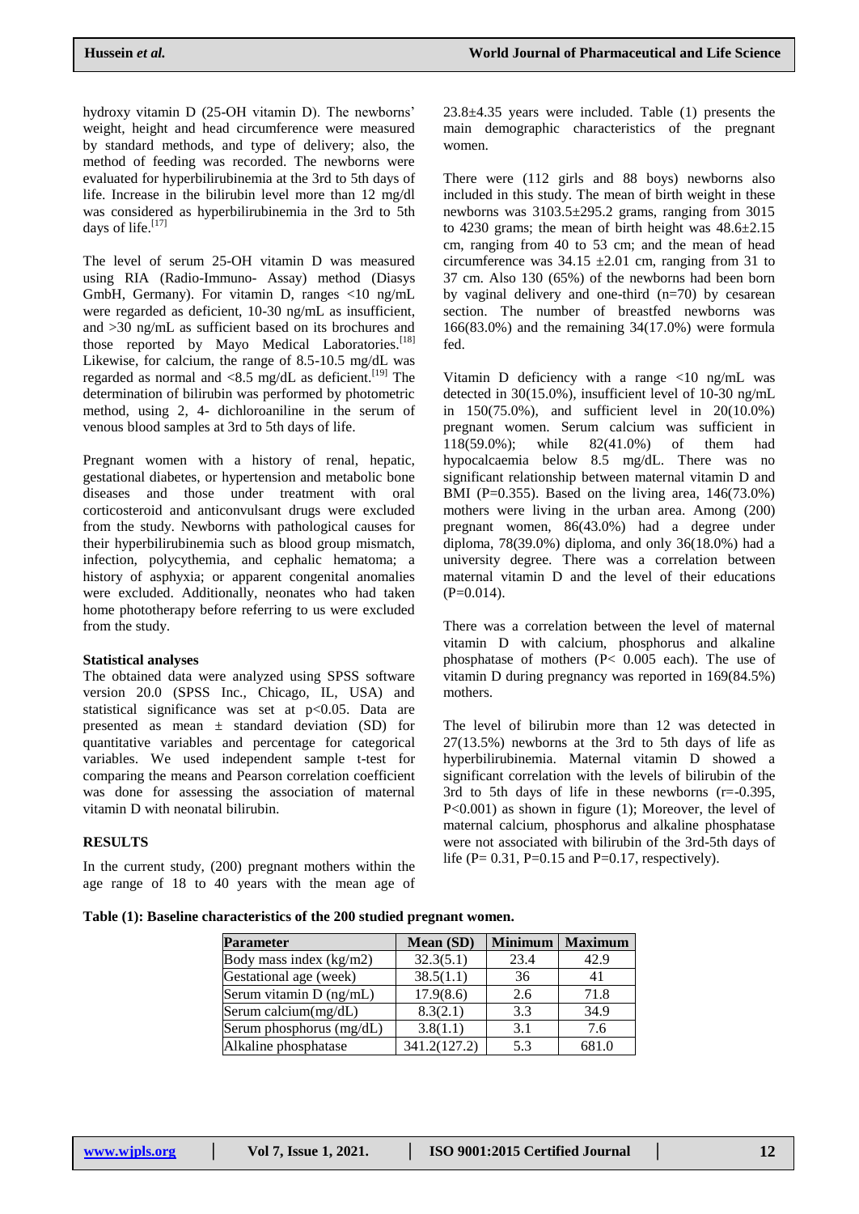hydroxy vitamin D (25-OH vitamin D). The newborns' weight, height and head circumference were measured by standard methods, and type of delivery; also, the method of feeding was recorded. The newborns were evaluated for hyperbilirubinemia at the 3rd to 5th days of life. Increase in the bilirubin level more than 12 mg/dl was considered as hyperbilirubinemia in the 3rd to 5th days of life.[17]

The level of serum 25-OH vitamin D was measured using RIA (Radio-Immuno- Assay) method (Diasys GmbH, Germany). For vitamin D, ranges <10 ng/mL were regarded as deficient, 10-30 ng/mL as insufficient, and >30 ng/mL as sufficient based on its brochures and those reported by Mayo Medical Laboratories.[18] Likewise, for calcium, the range of 8.5-10.5 mg/dL was regarded as normal and <8.5 mg/dL as deficient.[19] The determination of bilirubin was performed by photometric method, using 2, 4- dichloroaniline in the serum of venous blood samples at 3rd to 5th days of life.

Pregnant women with a history of renal, hepatic, gestational diabetes, or hypertension and metabolic bone diseases and those under treatment with oral corticosteroid and anticonvulsant drugs were excluded from the study. Newborns with pathological causes for their hyperbilirubinemia such as blood group mismatch, infection, polycythemia, and cephalic hematoma; a history of asphyxia; or apparent congenital anomalies were excluded. Additionally, neonates who had taken home phototherapy before referring to us were excluded from the study.

**Statistical analyses**

The obtained data were analyzed using SPSS software version 20.0 (SPSS Inc., Chicago, IL, USA) and statistical significance was set at $p<0.05$. Data are presented as mean ± standard deviation (SD) for quantitative variables and percentage for categorical variables. We used independent sample t-test for comparing the means and Pearson correlation coefficient was done for assessing the association of maternal vitamin D with neonatal bilirubin.

## RESULTS

In the current study, (200) pregnant mothers within the age range of 18 to 40 years with the mean age of 23.8±4.35 years were included. Table (1) presents the main demographic characteristics of the pregnant women.

There were (112 girls and 88 boys) newborns also included in this study. The mean of birth weight in these newborns was 3103.5±295.2 grams, ranging from 3015 to 4230 grams; the mean of birth height was 48.6±2.15 cm, ranging from 40 to 53 cm; and the mean of head circumference was 34.15 ±2.01 cm, ranging from 31 to 37 cm. Also 130 (65%) of the newborns had been born by vaginal delivery and one-third (n=70) by cesarean section. The number of breastfed newborns was 166(83.0%) and the remaining 34(17.0%) were formula fed.

Vitamin D deficiency with a range <10 ng/mL was detected in 30(15.0%), insufficient level of 10-30 ng/mL in 150(75.0%), and sufficient level in 20(10.0%) pregnant women. Serum calcium was sufficient in 118(59.0%); while 82(41.0%) of them had hypocalcaemia below 8.5 mg/dL. There was no significant relationship between maternal vitamin D and BMI (P=0.355). Based on the living area, 146(73.0%) mothers were living in the urban area. Among (200) pregnant women, 86(43.0%) had a degree under diploma, 78(39.0%) diploma, and only 36(18.0%) had a university degree. There was a correlation between maternal vitamin D and the level of their educations (P=0.014).

There was a correlation between the level of maternal vitamin D with calcium, phosphorus and alkaline phosphatase of mothers (P< 0.005 each). The use of vitamin D during pregnancy was reported in 169(84.5%) mothers.

The level of bilirubin more than 12 was detected in 27(13.5%) newborns at the 3rd to 5th days of life as hyperbilirubinemia. Maternal vitamin D showed a significant correlation with the levels of bilirubin of the 3rd to 5th days of life in these newborns (r=-0.395, P<0.001) as shown in figure (1); Moreover, the level of maternal calcium, phosphorus and alkaline phosphatase were not associated with bilirubin of the 3rd-5th days of life (P= 0.31, P=0.15 and P=0.17, respectively).

**Table (1): Baseline characteristics of the 200 studied pregnant women.**

| Parameter | Mean (SD) | Minimum | Maximum |
|---|---|---|---|
| Body mass index (kg/m2) | 32.3(5.1) | 23.4 | 42.9 |
| Gestational age (week) | 38.5(1.1) | 36 | 41 |
| Serum vitamin D (ng/mL) | 17.9(8.6) | 2.6 | 71.8 |
| Serum calcium(mg/dL) | 8.3(2.1) | 3.3 | 34.9 |
| Serum phosphorus (mg/dL) | 3.8(1.1) | 3.1 | 7.6 |
| Alkaline phosphatase | 341.2(127.2) | 5.3 | 681.0 |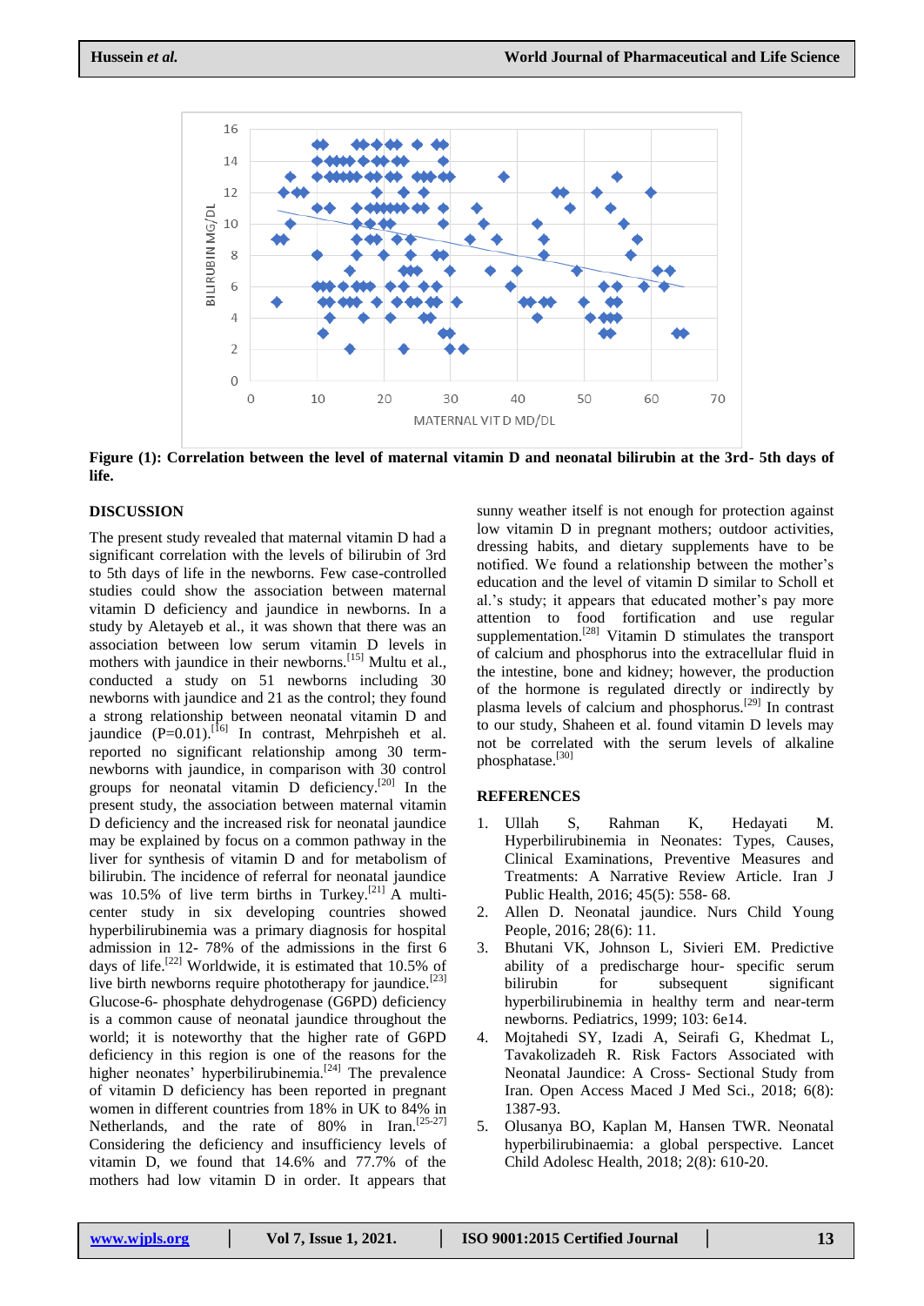**Figure (1): Correlation between the level of maternal vitamin D and neonatal bilirubin at the 3rd- 5th days of life.**

## DISCUSSION

The present study revealed that maternal vitamin D had a significant correlation with the levels of bilirubin of 3rd to 5th days of life in the newborns. Few case-controlled studies could show the association between maternal vitamin D deficiency and jaundice in newborns. In a study by Aletayeb et al., it was shown that there was an association between low serum vitamin D levels in mothers with jaundice in their newborns.[15] Multu et al., conducted a study on 51 newborns including 30 newborns with jaundice and 21 as the control; they found a strong relationship between neonatal vitamin D and jaundice (P=0.01).[16] In contrast, Mehrpisheh et al. reported no significant relationship among 30 term-newborns with jaundice, in comparison with 30 control groups for neonatal vitamin D deficiency.[20] In the present study, the association between maternal vitamin D deficiency and the increased risk for neonatal jaundice may be explained by focus on a common pathway in the liver for synthesis of vitamin D and for metabolism of bilirubin. The incidence of referral for neonatal jaundice was 10.5% of live term births in Turkey.[21] A multi-center study in six developing countries showed hyperbilirubinemia was a primary diagnosis for hospital admission in 12- 78% of the admissions in the first 6 days of life.[22] Worldwide, it is estimated that 10.5% of live birth newborns require phototherapy for jaundice.[23] Glucose-6- phosphate dehydrogenase (G6PD) deficiency is a common cause of neonatal jaundice throughout the world; it is noteworthy that the higher rate of G6PD deficiency in this region is one of the reasons for the higher neonates' hyperbilirubinemia.[24] The prevalence of vitamin D deficiency has been reported in pregnant women in different countries from 18% in UK to 84% in Netherlands, and the rate of 80% in Iran.[25-27] Considering the deficiency and insufficiency levels of vitamin D, we found that 14.6% and 77.7% of the mothers had low vitamin D in order. It appears that sunny weather itself is not enough for protection against low vitamin D in pregnant mothers; outdoor activities, dressing habits, and dietary supplements have to be notified. We found a relationship between the mother's education and the level of vitamin D similar to Scholl et al.'s study; it appears that educated mother's pay more attention to food fortification and use regular supplementation.[28] Vitamin D stimulates the transport of calcium and phosphorus into the extracellular fluid in the intestine, bone and kidney; however, the production of the hormone is regulated directly or indirectly by plasma levels of calcium and phosphorus.[29] In contrast to our study, Shaheen et al. found vitamin D levels may not be correlated with the serum levels of alkaline phosphatase.[30]

## REFERENCES

1. Ullah S, Rahman K, Hedayati M. Hyperbilirubinemia in Neonates: Types, Causes, Clinical Examinations, Preventive Measures and Treatments: A Narrative Review Article. Iran J Public Health, 2016; 45(5): 558- 68.
2. Allen D. Neonatal jaundice. Nurs Child Young People, 2016; 28(6): 11.
3. Bhutani VK, Johnson L, Sivieri EM. Predictive ability of a predischarge hour- specific serum bilirubin for subsequent significant hyperbilirubinemia in healthy term and near-term newborns. Pediatrics, 1999; 103: 6e14.
4. Mojtahedi SY, Izadi A, Seirafi G, Khedmat L, Tavakolizadeh R. Risk Factors Associated with Neonatal Jaundice: A Cross- Sectional Study from Iran. Open Access Maced J Med Sci., 2018; 6(8): 1387-93.
5. Olusanya BO, Kaplan M, Hansen TWR. Neonatal hyperbilirubinaemia: a global perspective. Lancet Child Adolesc Health, 2018; 2(8): 610-20.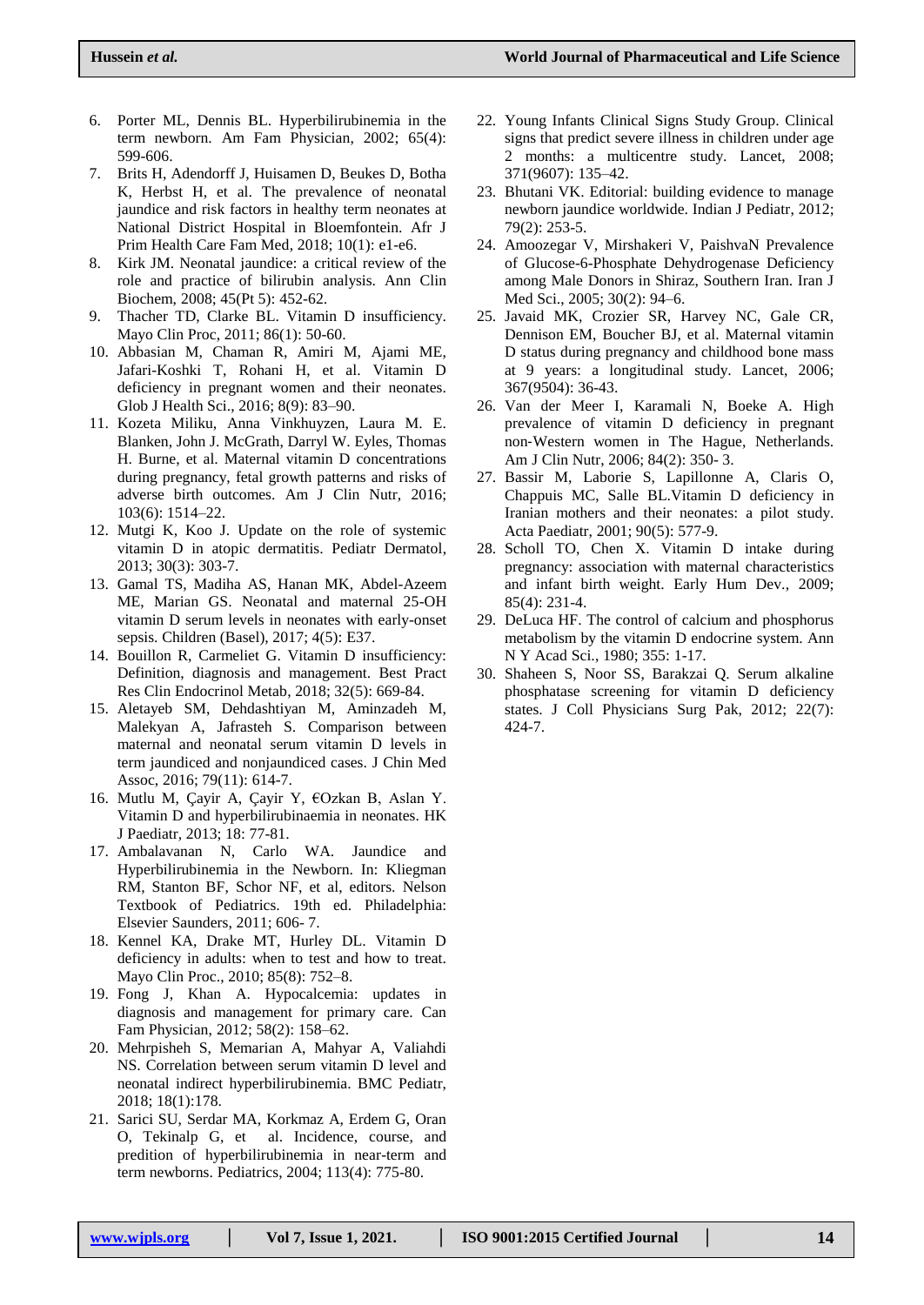6. Porter ML, Dennis BL. Hyperbilirubinemia in the term newborn. Am Fam Physician, 2002; 65(4): 599-606.
7. Brits H, Adendorff J, Huisamen D, Beukes D, Botha K, Herbst H, et al. The prevalence of neonatal jaundice and risk factors in healthy term neonates at National District Hospital in Bloemfontein. Afr J Prim Health Care Fam Med, 2018; 10(1): e1-e6.
8. Kirk JM. Neonatal jaundice: a critical review of the role and practice of bilirubin analysis. Ann Clin Biochem, 2008; 45(Pt 5): 452-62.
9. Thacher TD, Clarke BL. Vitamin D insufficiency. Mayo Clin Proc, 2011; 86(1): 50-60.
10. Abbasian M, Chaman R, Amiri M, Ajami ME, Jafari-Koshki T, Rohani H, et al. Vitamin D deficiency in pregnant women and their neonates. Glob J Health Sci., 2016; 8(9): 83–90.
11. Kozeta Miliku, Anna Vinkhuyzen, Laura M. E. Blanken, John J. McGrath, Darryl W. Eyles, Thomas H. Burne, et al. Maternal vitamin D concentrations during pregnancy, fetal growth patterns and risks of adverse birth outcomes. Am J Clin Nutr, 2016; 103(6): 1514–22.
12. Mutgi K, Koo J. Update on the role of systemic vitamin D in atopic dermatitis. Pediatr Dermatol, 2013; 30(3): 303-7.
13. Gamal TS, Madiha AS, Hanan MK, Abdel-Azeem ME, Marian GS. Neonatal and maternal 25-OH vitamin D serum levels in neonates with early-onset sepsis. Children (Basel), 2017; 4(5): E37.
14. Bouillon R, Carmeliet G. Vitamin D insufficiency: Definition, diagnosis and management. Best Pract Res Clin Endocrinol Metab, 2018; 32(5): 669-84.
15. Aletayeb SM, Dehdashtiyan M, Aminzadeh M, Malekyan A, Jafrasteh S. Comparison between maternal and neonatal serum vitamin D levels in term jaundiced and nonjaundiced cases. J Chin Med Assoc, 2016; 79(11): 614-7.
16. Mutlu M, Çayir A, Çayir Y, €Ozkan B, Aslan Y. Vitamin D and hyperbilirubinaemia in neonates. HK J Paediatr, 2013; 18: 77-81.
17. Ambalavanan N, Carlo WA. Jaundice and Hyperbilirubinemia in the Newborn. In: Kliegman RM, Stanton BF, Schor NF, et al, editors. Nelson Textbook of Pediatrics. 19th ed. Philadelphia: Elsevier Saunders, 2011; 606- 7.
18. Kennel KA, Drake MT, Hurley DL. Vitamin D deficiency in adults: when to test and how to treat. Mayo Clin Proc., 2010; 85(8): 752–8.
19. Fong J, Khan A. Hypocalcemia: updates in diagnosis and management for primary care. Can Fam Physician, 2012; 58(2): 158–62.
20. Mehrpisheh S, Memarian A, Mahyar A, Valiahdi NS. Correlation between serum vitamin D level and neonatal indirect hyperbilirubinemia. BMC Pediatr, 2018; 18(1):178.
21. Sarici SU, Serdar MA, Korkmaz A, Erdem G, Oran O, Tekinalp G, et al. Incidence, course, and predition of hyperbilirubinemia in near-term and term newborns. Pediatrics, 2004; 113(4): 775-80.
22. Young Infants Clinical Signs Study Group. Clinical signs that predict severe illness in children under age 2 months: a multicentre study. Lancet, 2008; 371(9607): 135–42.
23. Bhutani VK. Editorial: building evidence to manage newborn jaundice worldwide. Indian J Pediatr, 2012; 79(2): 253-5.
24. Amoozegar V, Mirshakeri V, PaishvaN Prevalence of Glucose-6-Phosphate Dehydrogenase Deficiency among Male Donors in Shiraz, Southern Iran. Iran J Med Sci., 2005; 30(2): 94–6.
25. Javaid MK, Crozier SR, Harvey NC, Gale CR, Dennison EM, Boucher BJ, et al. Maternal vitamin D status during pregnancy and childhood bone mass at 9 years: a longitudinal study. Lancet, 2006; 367(9504): 36-43.
26. Van der Meer I, Karamali N, Boeke A. High prevalence of vitamin D deficiency in pregnant non‐Western women in The Hague, Netherlands. Am J Clin Nutr, 2006; 84(2): 350- 3.
27. Bassir M, Laborie S, Lapillonne A, Claris O, Chappuis MC, Salle BL.Vitamin D deficiency in Iranian mothers and their neonates: a pilot study. Acta Paediatr, 2001; 90(5): 577-9.
28. Scholl TO, Chen X. Vitamin D intake during pregnancy: association with maternal characteristics and infant birth weight. Early Hum Dev., 2009; 85(4): 231-4.
29. DeLuca HF. The control of calcium and phosphorus metabolism by the vitamin D endocrine system. Ann N Y Acad Sci., 1980; 355: 1-17.
30. Shaheen S, Noor SS, Barakzai Q. Serum alkaline phosphatase screening for vitamin D deficiency states. J Coll Physicians Surg Pak, 2012; 22(7): 424-7.